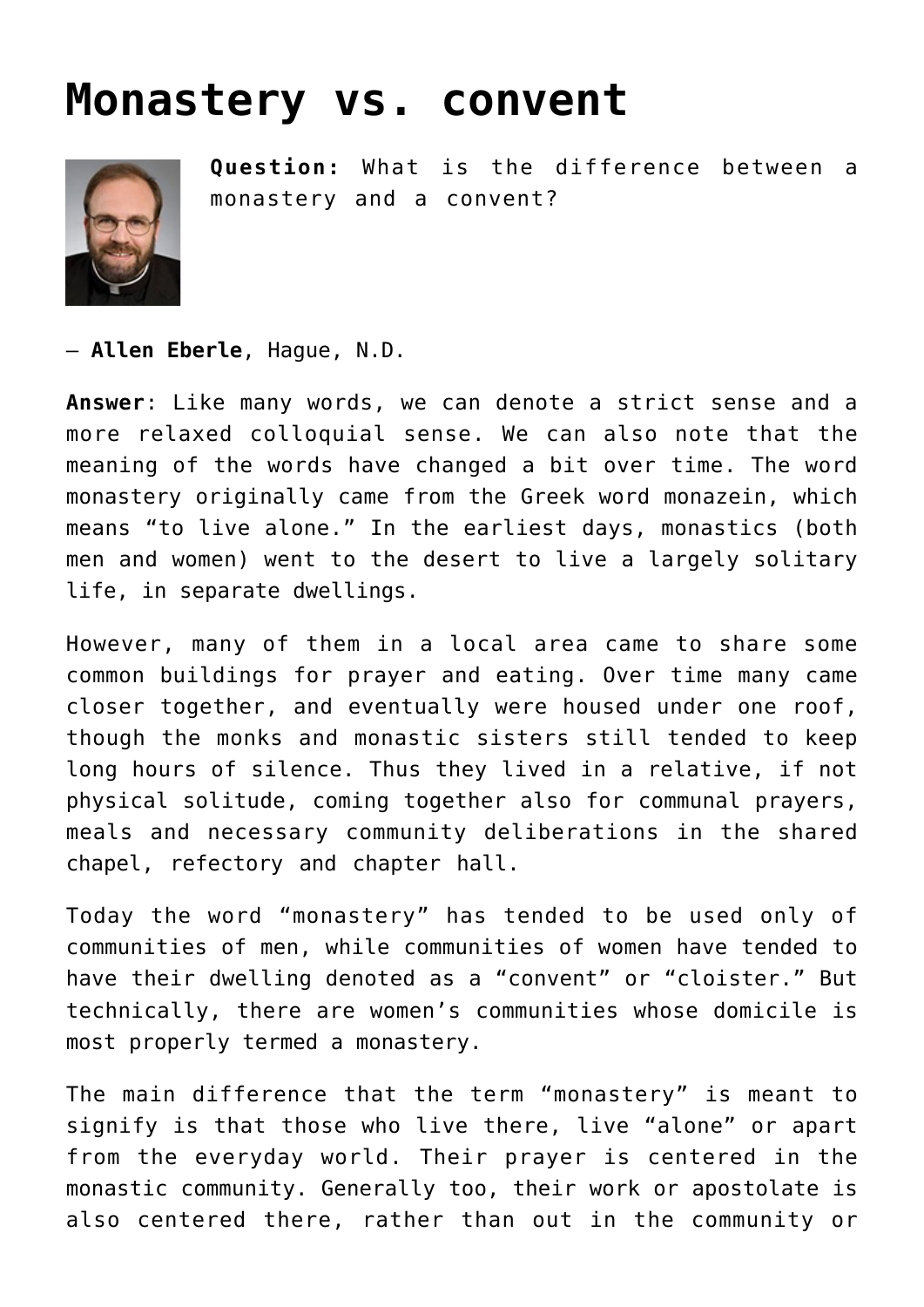# Monastery vs. convent

**Question:** What is the difference between a monastery and a convent?

— **Allen Eberle**, Hague, N.D.

**Answer**: Like many words, we can denote a strict sense and a more relaxed colloquial sense. We can also note that the meaning of the words have changed a bit over time. The word monastery originally came from the Greek word monazein, which means "to live alone." In the earliest days, monastics (both men and women) went to the desert to live a largely solitary life, in separate dwellings.

However, many of them in a local area came to share some common buildings for prayer and eating. Over time many came closer together, and eventually were housed under one roof, though the monks and monastic sisters still tended to keep long hours of silence. Thus they lived in a relative, if not physical solitude, coming together also for communal prayers, meals and necessary community deliberations in the shared chapel, refectory and chapter hall.

Today the word "monastery" has tended to be used only of communities of men, while communities of women have tended to have their dwelling denoted as a "convent" or "cloister." But technically, there are women's communities whose domicile is most properly termed a monastery.

The main difference that the term "monastery" is meant to signify is that those who live there, live "alone" or apart from the everyday world. Their prayer is centered in the monastic community. Generally too, their work or apostolate is also centered there, rather than out in the community or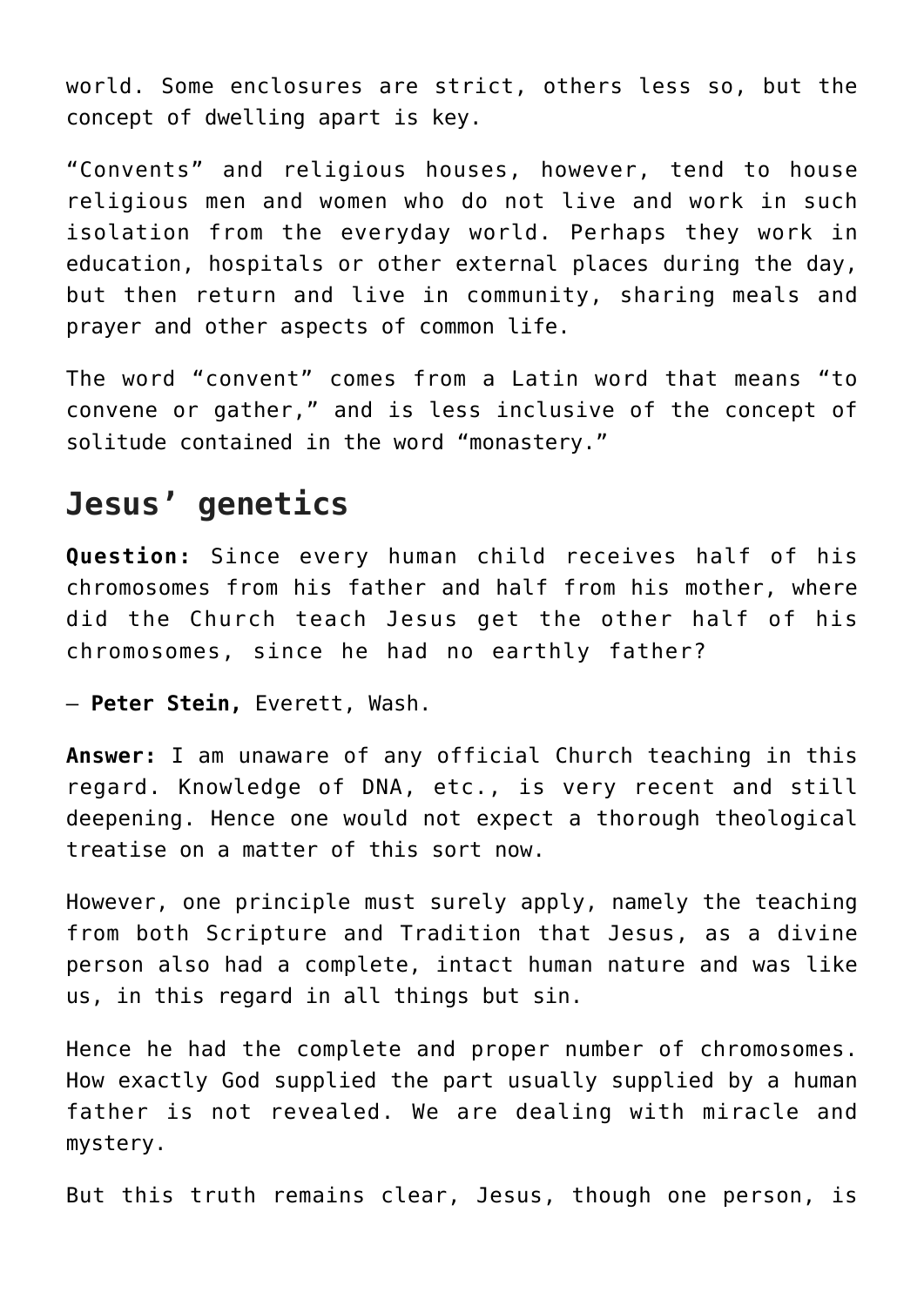world. Some enclosures are strict, others less so, but the concept of dwelling apart is key.

"Convents" and religious houses, however, tend to house religious men and women who do not live and work in such isolation from the everyday world. Perhaps they work in education, hospitals or other external places during the day, but then return and live in community, sharing meals and prayer and other aspects of common life.

The word "convent" comes from a Latin word that means "to convene or gather," and is less inclusive of the concept of solitude contained in the word "monastery."

## Jesus' genetics

**Question:** Since every human child receives half of his chromosomes from his father and half from his mother, where did the Church teach Jesus get the other half of his chromosomes, since he had no earthly father?

— **Peter Stein,** Everett, Wash.

**Answer:** I am unaware of any official Church teaching in this regard. Knowledge of DNA, etc., is very recent and still deepening. Hence one would not expect a thorough theological treatise on a matter of this sort now.

However, one principle must surely apply, namely the teaching from both Scripture and Tradition that Jesus, as a divine person also had a complete, intact human nature and was like us, in this regard in all things but sin.

Hence he had the complete and proper number of chromosomes. How exactly God supplied the part usually supplied by a human father is not revealed. We are dealing with miracle and mystery.

But this truth remains clear, Jesus, though one person, is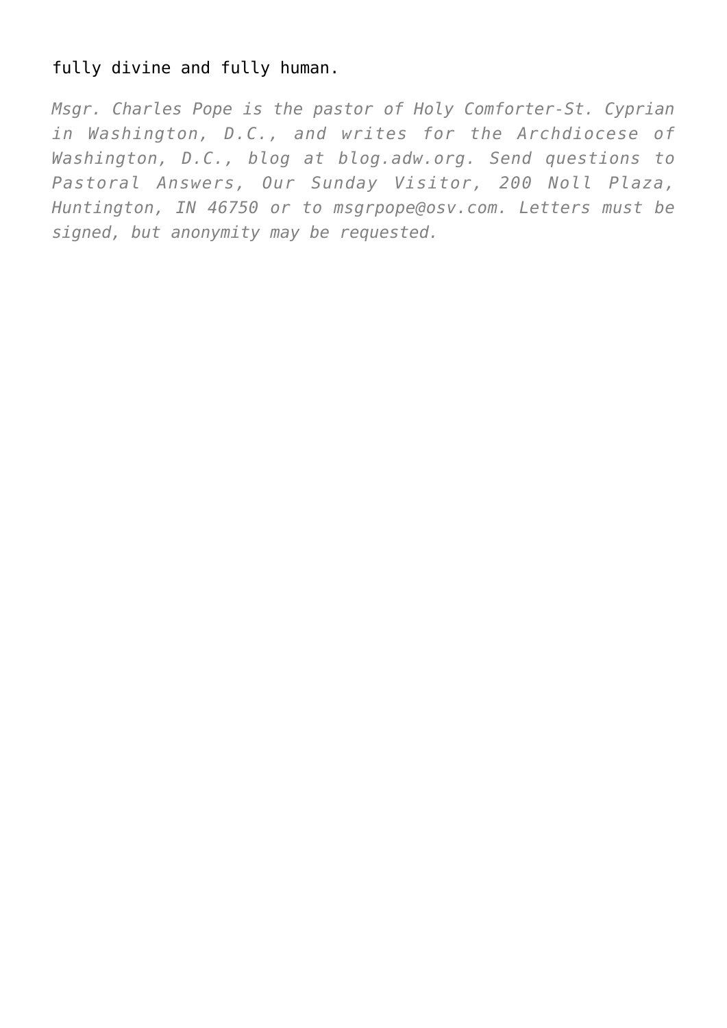fully divine and fully human.

*Msgr. Charles Pope is the pastor of Holy Comforter-St. Cyprian in Washington, D.C., and writes for the Archdiocese of Washington, D.C., blog at blog.adw.org. Send questions to Pastoral Answers, Our Sunday Visitor, 200 Noll Plaza, Huntington, IN 46750 or to msgrpope@osv.com. Letters must be signed, but anonymity may be requested.*